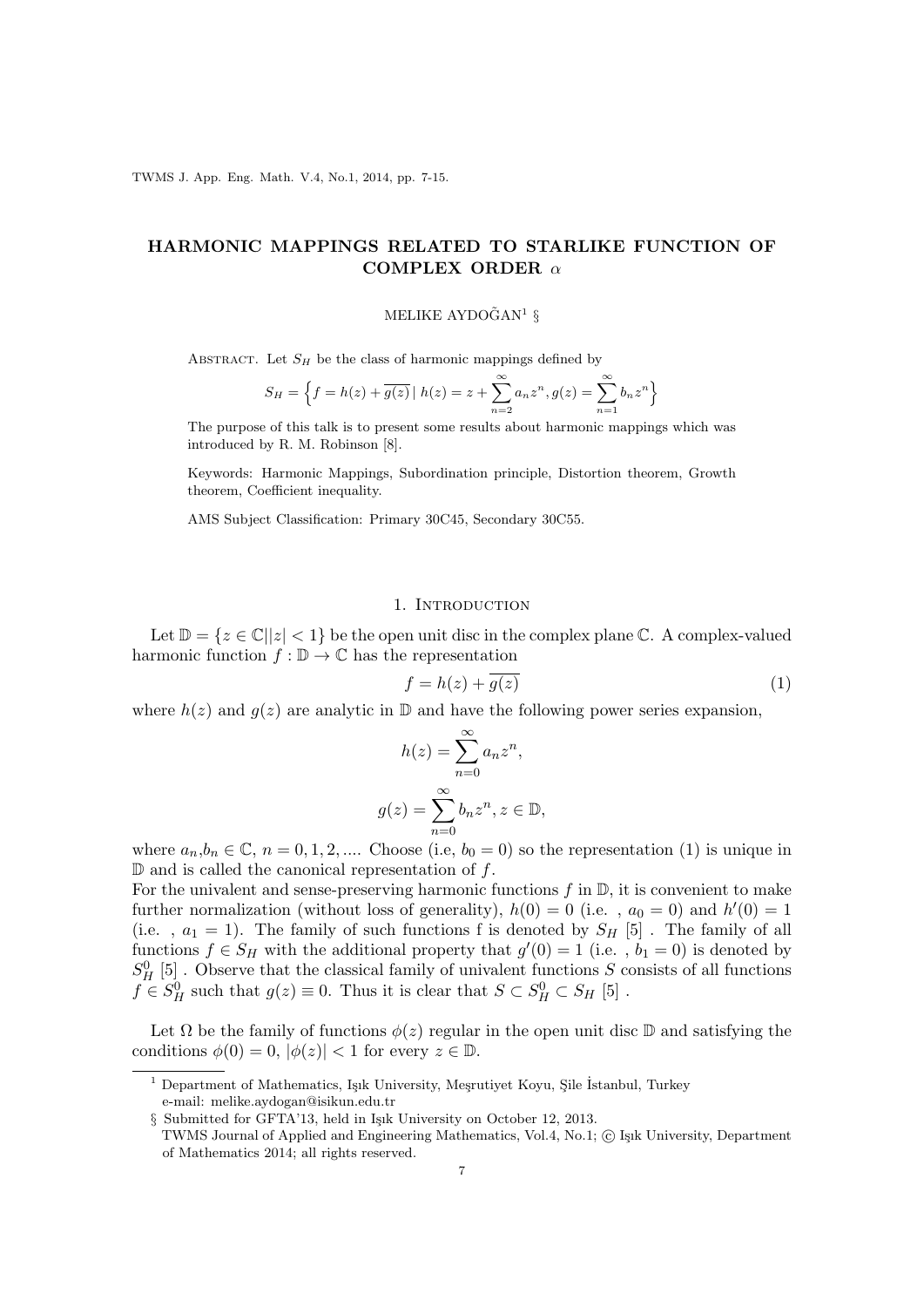# HARMONIC MAPPINGS RELATED TO STARLIKE FUNCTION OF COMPLEX ORDER $\alpha$

MELIKE AYDOĞAN[1] §

ABSTRACT. Let $S_H$ be the class of harmonic mappings defined by

$$S_H = \left\{ f = h(z) + \overline{g(z)} \mid h(z) = z + \sum_{n=2}^{\infty} a_n z^n, g(z) = \sum_{n=1}^{\infty} b_n z^n \right\}$$

The purpose of this talk is to present some results about harmonic mappings which was introduced by R. M. Robinson [8].

Keywords: Harmonic Mappings, Subordination principle, Distortion theorem, Growth theorem, Coefficient inequality.

AMS Subject Classification: Primary 30C45, Secondary 30C55.

## 1. Introduction

Let $\mathbb{D} = \{z \in \mathbb{C} | |z| < 1\}$ be the open unit disc in the complex plane $\mathbb{C}$. A complex-valued harmonic function $f : \mathbb{D} \to \mathbb{C}$ has the representation

$$f = h(z) + \overline{g(z)} \tag{1}$$

where $h(z)$ and $g(z)$ are analytic in $\mathbb{D}$ and have the following power series expansion,

$$h(z) = \sum_{n=0}^{\infty} a_n z^n,$$

$$g(z) = \sum_{n=0}^{\infty} b_n z^n, z \in \mathbb{D},$$

where $a_n, b_n \in \mathbb{C}$, $n = 0, 1, 2, ....$ Choose (i.e, $b_0 = 0$) so the representation (1) is unique in $\mathbb{D}$ and is called the canonical representation of $f$.
For the univalent and sense-preserving harmonic functions $f$ in $\mathbb{D}$, it is convenient to make further normalization (without loss of generality), $h(0) = 0$ (i.e. , $a_0 = 0$) and $h'(0) = 1$ (i.e. , $a_1 = 1$). The family of such functions f is denoted by $S_H$ [5] . The family of all functions $f \in S_H$ with the additional property that $g'(0) = 1$ (i.e. , $b_1 = 0$) is denoted by $S_H^0$ [5] . Observe that the classical family of univalent functions $S$ consists of all functions $f \in S_H^0$ such that $g(z) \equiv 0$. Thus it is clear that $S \subset S_H^0 \subset S_H$ [5] .

Let $\Omega$ be the family of functions $\phi(z)$ regular in the open unit disc $\mathbb{D}$ and satisfying the conditions $\phi(0) = 0$, $|\phi(z)| < 1$ for every $z \in \mathbb{D}$.

---

[1] Department of Mathematics, Işık University, Meşrutiyet Koyu, Şile İstanbul, Turkey
e-mail: melike.aydogan@isikun.edu.tr

§ Submitted for GFTA'13, held in Işık University on October 12, 2013.
TWMS Journal of Applied and Engineering Mathematics, Vol.4, No.1; © Işık University, Department of Mathematics 2014; all rights reserved.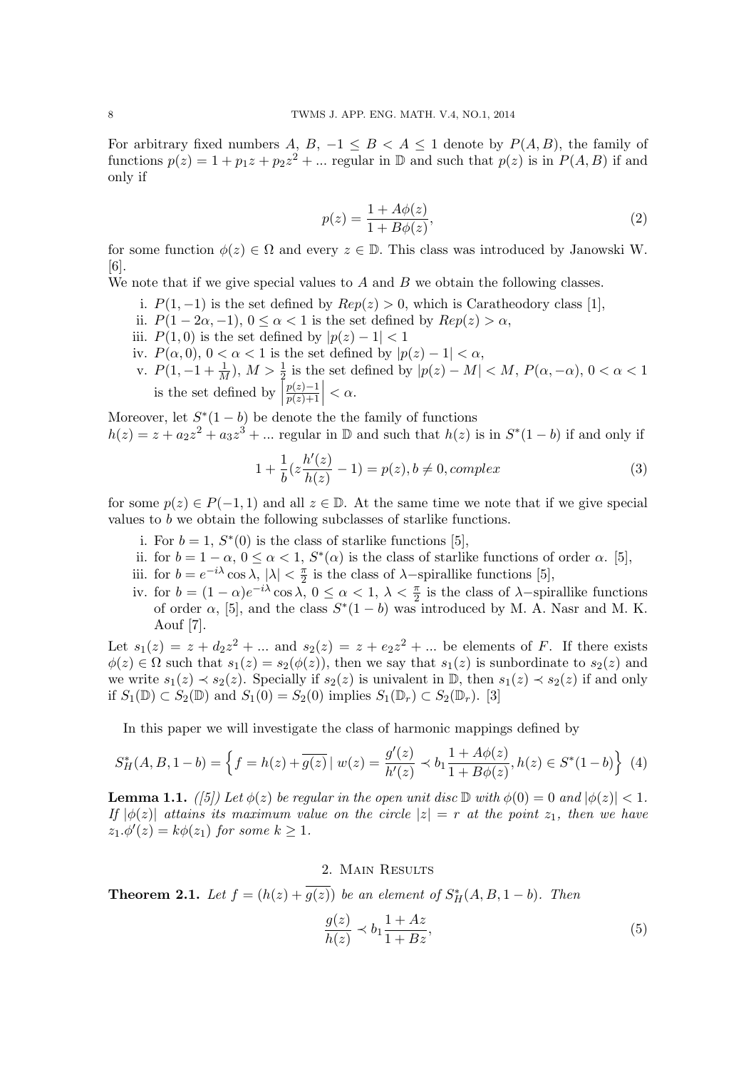For arbitrary fixed numbers $A$, $B$, $-1 \leq B < A \leq 1$ denote by $P(A,B)$, the family of functions $p(z) = 1 + p_1 z + p_2 z^2 + ...$ regular in $\mathbb{D}$ and such that $p(z)$ is in $P(A,B)$ if and only if

$$p(z) = \frac{1 + A\phi(z)}{1 + B\phi(z)}, \tag{2}$$

for some function $\phi(z) \in \Omega$ and every $z \in \mathbb{D}$. This class was introduced by Janowski W. [6].

We note that if we give special values to $A$ and $B$ we obtain the following classes.

i. $P(1,-1)$ is the set defined by $Rep(z) > 0$, which is Caratheodory class [1],
ii. $P(1-2\alpha,-1)$, $0 \leq \alpha < 1$ is the set defined by $Rep(z) > \alpha$,
iii. $P(1,0)$ is the set defined by $|p(z) - 1| < 1$
iv. $P(\alpha, 0)$, $0 < \alpha < 1$ is the set defined by $|p(z) - 1| < \alpha$,
v. $P(1, -1 + \frac{1}{M})$, $M > \frac{1}{2}$ is the set defined by $|p(z) - M| < M$, $P(\alpha, -\alpha)$, $0 < \alpha < 1$ is the set defined by $\left|\frac{p(z)-1}{p(z)+1}\right| < \alpha$.

Moreover, let $S^*(1-b)$ be denote the the family of functions $h(z) = z + a_2 z^2 + a_3 z^3 + ...$ regular in $\mathbb{D}$ and such that $h(z)$ is in $S^*(1-b)$ if and only if

$$1 + \frac{1}{b}(z\frac{h'(z)}{h(z)} - 1) = p(z), b \neq 0, complex \tag{3}$$

for some $p(z) \in P(-1,1)$ and all $z \in \mathbb{D}$. At the same time we note that if we give special values to $b$ we obtain the following subclasses of starlike functions.

i. For $b = 1$, $S^*(0)$ is the class of starlike functions [5],
ii. for $b = 1 - \alpha$, $0 \leq \alpha < 1$, $S^*(\alpha)$ is the class of starlike functions of order $\alpha$. [5],
iii. for $b = e^{-i\lambda}\cos\lambda$, $|\lambda| < \frac{\pi}{2}$ is the class of $\lambda-$spirallike functions [5],
iv. for $b = (1-\alpha)e^{-i\lambda}\cos\lambda$, $0 \leq \alpha < 1$, $\lambda < \frac{\pi}{2}$ is the class of $\lambda-$spirallike functions of order $\alpha$, [5], and the class $S^*(1-b)$ was introduced by M. A. Nasr and M. K. Aouf [7].

Let $s_1(z) = z + d_2 z^2 + ...$ and $s_2(z) = z + e_2 z^2 + ...$ be elements of $F$. If there exists $\phi(z) \in \Omega$ such that $s_1(z) = s_2(\phi(z))$, then we say that $s_1(z)$ is sunbordinate to $s_2(z)$ and we write $s_1(z) \prec s_2(z)$. Specially if $s_2(z)$ is univalent in $\mathbb{D}$, then $s_1(z) \prec s_2(z)$ if and only if $S_1(\mathbb{D}) \subset S_2(\mathbb{D})$ and $S_1(0) = S_2(0)$ implies $S_1(\mathbb{D}_r) \subset S_2(\mathbb{D}_r)$. [3]

In this paper we will investigate the class of harmonic mappings defined by

$$S_H^*(A,B,1-b) = \left\{ f = h(z) + \overline{g(z)} \mid w(z) = \frac{g'(z)}{h'(z)} \prec b_1 \frac{1 + A\phi(z)}{1 + B\phi(z)}, h(z) \in S^*(1-b) \right\} \tag{4}$$

**Lemma 1.1.** *([5]) Let $\phi(z)$ be regular in the open unit disc $\mathbb{D}$ with $\phi(0) = 0$ and $|\phi(z)| < 1$. If $|\phi(z)|$ attains its maximum value on the circle $|z| = r$ at the point $z_1$, then we have $z_1.\phi'(z) = k\phi(z_1)$ for some $k \geq 1$.*

## 2. Main Results

**Theorem 2.1.** *Let $f = (h(z) + \overline{g(z)})$ be an element of $S_H^*(A,B,1-b)$. Then*

$$\frac{g(z)}{h(z)} \prec b_1 \frac{1 + Az}{1 + Bz}, \tag{5}$$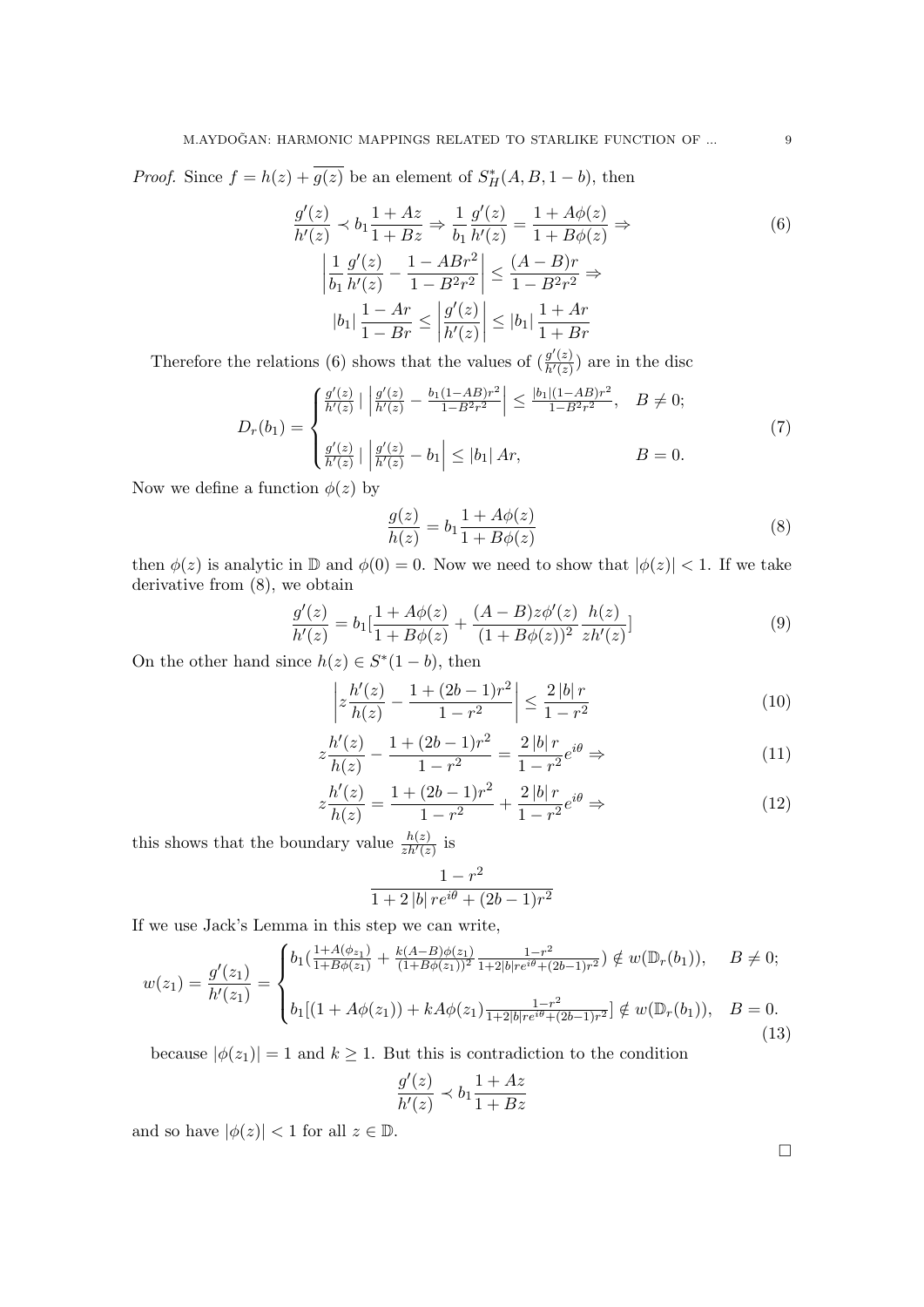*Proof.* Since $f = h(z) + \overline{g(z)}$ be an element of $S^*_H(A, B, 1-b)$, then

$$\frac{g'(z)}{h'(z)} \prec b_1 \frac{1+Az}{1+Bz} \Rightarrow \frac{1}{b_1}\frac{g'(z)}{h'(z)} = \frac{1+A\phi(z)}{1+B\phi(z)} \Rightarrow \tag{6}$$

$$\left|\frac{1}{b_1}\frac{g'(z)}{h'(z)} - \frac{1-ABr^2}{1-B^2r^2}\right| \leq \frac{(A-B)r}{1-B^2r^2} \Rightarrow$$

$$|b_1| \frac{1-Ar}{1-Br} \leq \left|\frac{g'(z)}{h'(z)}\right| \leq |b_1| \frac{1+Ar}{1+Br}$$

Therefore the relations (6) shows that the values of $(\frac{g'(z)}{h'(z)})$ are in the disc

$$D_r(b_1) = \begin{cases} \frac{g'(z)}{h'(z)} \mid \left|\frac{g'(z)}{h'(z)} - \frac{b_1(1-AB)r^2}{1-B^2r^2}\right| \leq \frac{|b_1|(1-AB)r^2}{1-B^2r^2}, & B \neq 0; \\ \\ \frac{g'(z)}{h'(z)} \mid \left|\frac{g'(z)}{h'(z)} - b_1\right| \leq |b_1| Ar, & B = 0. \end{cases} \tag{7}$$

Now we define a function $\phi(z)$ by

$$\frac{g(z)}{h(z)} = b_1 \frac{1+A\phi(z)}{1+B\phi(z)} \tag{8}$$

then $\phi(z)$ is analytic in $\mathbb{D}$ and $\phi(0) = 0$. Now we need to show that $|\phi(z)| < 1$. If we take derivative from (8), we obtain

$$\frac{g'(z)}{h'(z)} = b_1\left[\frac{1+A\phi(z)}{1+B\phi(z)} + \frac{(A-B)z\phi'(z)}{(1+B\phi(z))^2}\frac{h(z)}{zh'(z)}\right] \tag{9}$$

On the other hand since $h(z) \in S^*(1-b)$, then

$$\left|z\frac{h'(z)}{h(z)} - \frac{1+(2b-1)r^2}{1-r^2}\right| \leq \frac{2|b|r}{1-r^2} \tag{10}$$

$$z\frac{h'(z)}{h(z)} - \frac{1+(2b-1)r^2}{1-r^2} = \frac{2|b|r}{1-r^2}e^{i\theta} \Rightarrow \tag{11}$$

$$z\frac{h'(z)}{h(z)} = \frac{1+(2b-1)r^2}{1-r^2} + \frac{2|b|r}{1-r^2}e^{i\theta} \Rightarrow \tag{12}$$

this shows that the boundary value $\frac{h(z)}{zh'(z)}$ is

$$\frac{1-r^2}{1+2|b|re^{i\theta}+(2b-1)r^2}$$

If we use Jack's Lemma in this step we can write,

$$w(z_1) = \frac{g'(z_1)}{h'(z_1)} = \begin{cases} b_1\left(\frac{1+A(\phi_{z_1})}{1+B\phi(z_1)} + \frac{k(A-B)\phi(z_1)}{(1+B\phi(z_1))^2}\frac{1-r^2}{1+2|b|re^{i\theta}+(2b-1)r^2}\right) \notin w(\mathbb{D}_r(b_1)), & B \neq 0; \\ \\ b_1\left[(1+A\phi(z_1)) + kA\phi(z_1)\frac{1-r^2}{1+2|b|re^{i\theta}+(2b-1)r^2}\right] \notin w(\mathbb{D}_r(b_1)), & B = 0. \end{cases} \tag{13}$$

because $|\phi(z_1)| = 1$ and $k \geq 1$. But this is contradiction to the condition

$$\frac{g'(z)}{h'(z)} \prec b_1 \frac{1+Az}{1+Bz}$$

and so have $|\phi(z)| < 1$ for all $z \in \mathbb{D}$.

□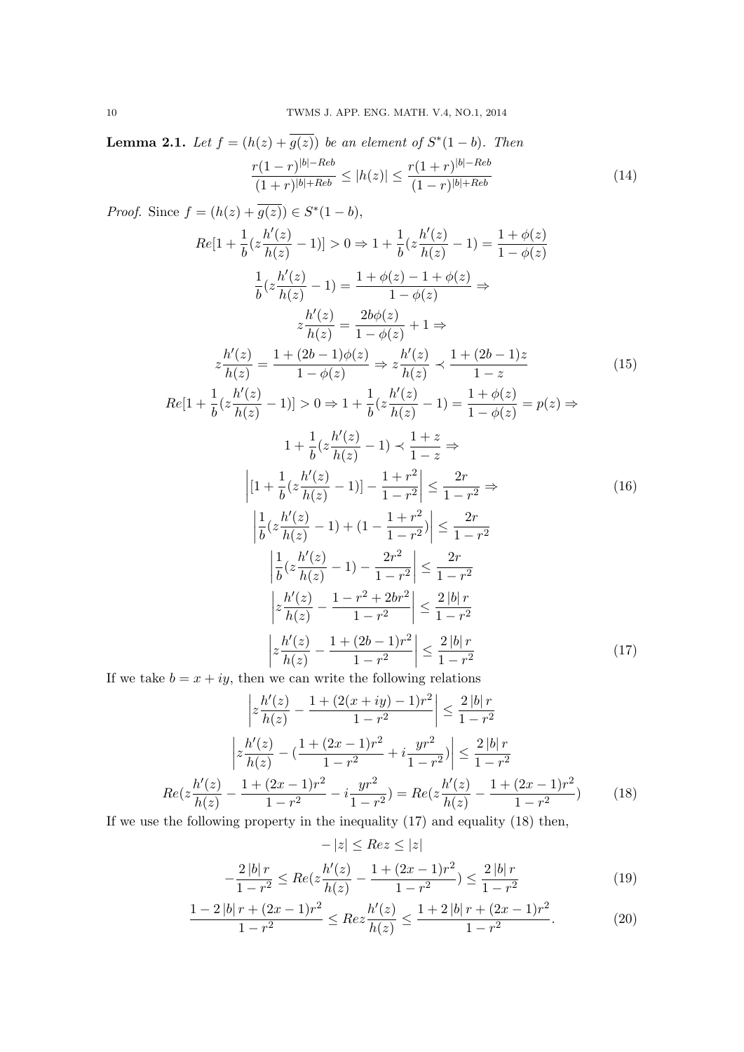**Lemma 2.1.** *Let $f = (h(z) + \overline{g(z)})$ be an element of $S^*(1-b)$. Then*

$$\frac{r(1-r)^{|b|-Reb}}{(1+r)^{|b|+Reb}} \leq |h(z)| \leq \frac{r(1+r)^{|b|-Reb}}{(1-r)^{|b|+Reb}} \tag{14}$$

*Proof.* Since $f = (h(z) + \overline{g(z)}) \in S^*(1-b)$,

$$Re[1 + \frac{1}{b}(z\frac{h'(z)}{h(z)} - 1)] > 0 \Rightarrow 1 + \frac{1}{b}(z\frac{h'(z)}{h(z)} - 1) = \frac{1+\phi(z)}{1-\phi(z)}$$

$$\frac{1}{b}(z\frac{h'(z)}{h(z)} - 1) = \frac{1+\phi(z) - 1 + \phi(z)}{1-\phi(z)} \Rightarrow$$

$$z\frac{h'(z)}{h(z)} = \frac{2b\phi(z)}{1-\phi(z)} + 1 \Rightarrow$$

$$z\frac{h'(z)}{h(z)} = \frac{1+(2b-1)\phi(z)}{1-\phi(z)} \Rightarrow z\frac{h'(z)}{h(z)} \prec \frac{1+(2b-1)z}{1-z} \tag{15}$$

$$Re[1 + \frac{1}{b}(z\frac{h'(z)}{h(z)} - 1)] > 0 \Rightarrow 1 + \frac{1}{b}(z\frac{h'(z)}{h(z)} - 1) = \frac{1+\phi(z)}{1-\phi(z)} = p(z) \Rightarrow$$

$$1 + \frac{1}{b}(z\frac{h'(z)}{h(z)} - 1) \prec \frac{1+z}{1-z} \Rightarrow$$

$$\left| [1 + \frac{1}{b}(z\frac{h'(z)}{h(z)} - 1)] - \frac{1+r^2}{1-r^2} \right| \leq \frac{2r}{1-r^2} \Rightarrow \tag{16}$$

$$\left| \frac{1}{b}(z\frac{h'(z)}{h(z)} - 1) + (1 - \frac{1+r^2}{1-r^2}) \right| \leq \frac{2r}{1-r^2}$$

$$\left| \frac{1}{b}(z\frac{h'(z)}{h(z)} - 1) - \frac{2r^2}{1-r^2} \right| \leq \frac{2r}{1-r^2}$$

$$\left| z\frac{h'(z)}{h(z)} - \frac{1-r^2+2br^2}{1-r^2} \right| \leq \frac{2|b|r}{1-r^2}$$

$$\left| z\frac{h'(z)}{h(z)} - \frac{1+(2b-1)r^2}{1-r^2} \right| \leq \frac{2|b|r}{1-r^2} \tag{17}$$

If we take $b = x + iy$, then we can write the following relations

$$\left| z\frac{h'(z)}{h(z)} - \frac{1+(2(x+iy)-1)r^2}{1-r^2} \right| \leq \frac{2|b|r}{1-r^2}$$

$$\left| z\frac{h'(z)}{h(z)} - (\frac{1+(2x-1)r^2}{1-r^2} + i\frac{yr^2}{1-r^2}) \right| \leq \frac{2|b|r}{1-r^2}$$

$$Re(z\frac{h'(z)}{h(z)} - \frac{1+(2x-1)r^2}{1-r^2} - i\frac{yr^2}{1-r^2}) = Re(z\frac{h'(z)}{h(z)} - \frac{1+(2x-1)r^2}{1-r^2}) \tag{18}$$

If we use the following property in the inequality (17) and equality (18) then,

$$-|z| \leq Rez \leq |z|$$

$$-\frac{2|b|r}{1-r^2} \leq Re(z\frac{h'(z)}{h(z)} - \frac{1+(2x-1)r^2}{1-r^2}) \leq \frac{2|b|r}{1-r^2} \tag{19}$$

$$\frac{1-2|b|r+(2x-1)r^2}{1-r^2} \leq Rez\frac{h'(z)}{h(z)} \leq \frac{1+2|b|r+(2x-1)r^2}{1-r^2}. \tag{20}$$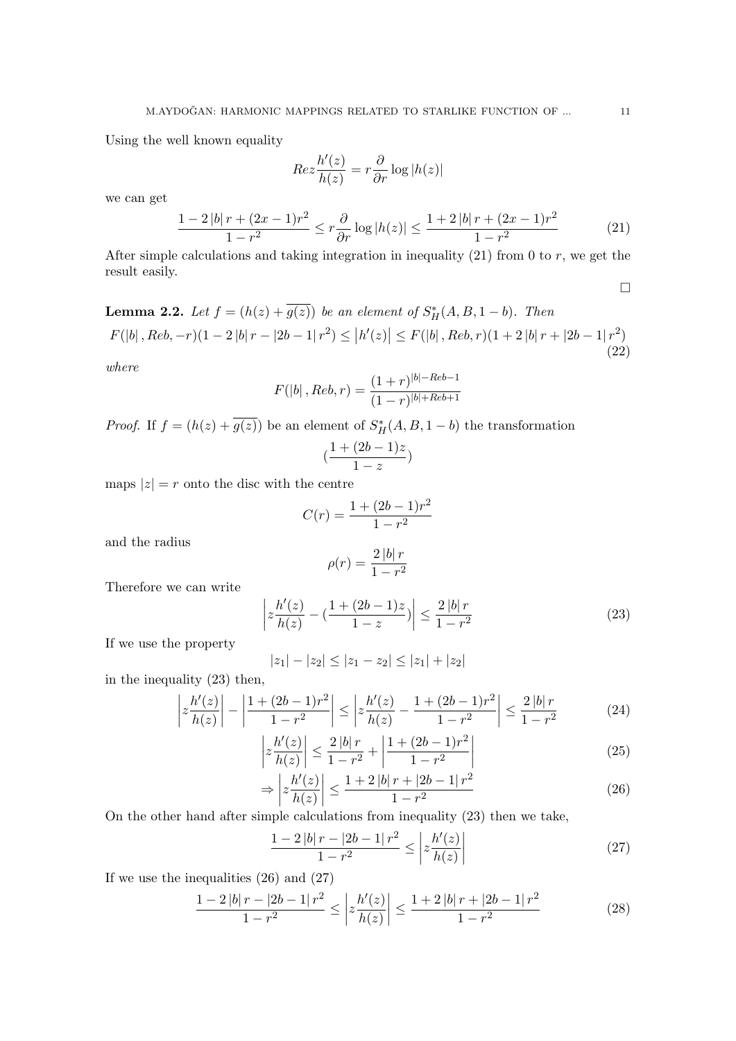Using the well known equality

$$Re z\frac{h'(z)}{h(z)} = r\frac{\partial}{\partial r}\log|h(z)|$$

we can get

$$\frac{1-2|b|r+(2x-1)r^2}{1-r^2} \leq r\frac{\partial}{\partial r}\log|h(z)| \leq \frac{1+2|b|r+(2x-1)r^2}{1-r^2} \tag{21}$$

After simple calculations and taking integration in inequality (21) from 0 to $r$, we get the result easily.

$\square$

**Lemma 2.2.** *Let $f = (h(z) + \overline{g(z)})$ be an element of $S_H^*(A, B, 1-b)$. Then*

$$F(|b|, Reb, -r)(1-2|b|r - |2b-1|r^2) \leq |h'(z)| \leq F(|b|, Reb, r)(1+2|b|r + |2b-1|r^2) \tag{22}$$

*where*

$$F(|b|, Reb, r) = \frac{(1+r)^{|b|-Reb-1}}{(1-r)^{|b|+Reb+1}}$$

*Proof.* If $f = (h(z) + \overline{g(z)})$ be an element of $S_H^*(A, B, 1-b)$ the transformation

$$(\frac{1+(2b-1)z}{1-z})$$

maps $|z| = r$ onto the disc with the centre

$$C(r) = \frac{1+(2b-1)r^2}{1-r^2}$$

and the radius

$$\rho(r) = \frac{2|b|r}{1-r^2}$$

Therefore we can write

$$\left|z\frac{h'(z)}{h(z)} - (\frac{1+(2b-1)z}{1-z})\right| \leq \frac{2|b|r}{1-r^2} \tag{23}$$

If we use the property

$$|z_1| - |z_2| \leq |z_1 - z_2| \leq |z_1| + |z_2|$$

in the inequality (23) then,

$$\left|z\frac{h'(z)}{h(z)}\right| - \left|\frac{1+(2b-1)r^2}{1-r^2}\right| \leq \left|z\frac{h'(z)}{h(z)} - \frac{1+(2b-1)r^2}{1-r^2}\right| \leq \frac{2|b|r}{1-r^2} \tag{24}$$

$$\left|z\frac{h'(z)}{h(z)}\right| \leq \frac{2|b|r}{1-r^2} + \left|\frac{1+(2b-1)r^2}{1-r^2}\right| \tag{25}$$

$$\Rightarrow \left|z\frac{h'(z)}{h(z)}\right| \leq \frac{1+2|b|r+|2b-1|r^2}{1-r^2} \tag{26}$$

On the other hand after simple calculations from inequality (23) then we take,

$$\frac{1-2|b|r-|2b-1|r^2}{1-r^2} \leq \left|z\frac{h'(z)}{h(z)}\right| \tag{27}$$

If we use the inequalities (26) and (27)

$$\frac{1-2|b|r-|2b-1|r^2}{1-r^2} \leq \left|z\frac{h'(z)}{h(z)}\right| \leq \frac{1+2|b|r+|2b-1|r^2}{1-r^2} \tag{28}$$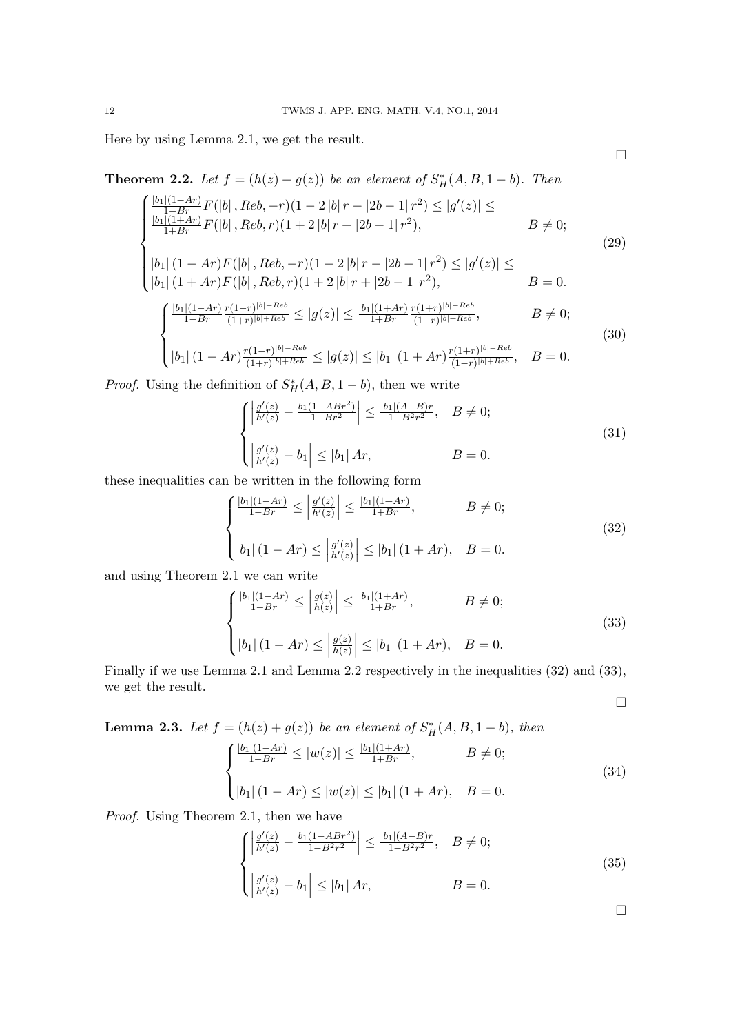Here by using Lemma 2.1, we get the result.

$\square$

**Theorem 2.2.** *Let $f = (h(z) + \overline{g(z)})$ be an element of $S_H^*(A, B, 1-b)$. Then*

$$
\begin{cases}
\frac{|b_1|(1-Ar)}{1-Br} F(|b|, Reb, -r)(1 - 2|b|r - |2b-1|r^2) \le |g'(z)| \le \\
\frac{|b_1|(1+Ar)}{1+Br} F(|b|, Reb, r)(1 + 2|b|r + |2b-1|r^2), & B \neq 0; \\
\\
|b_1|(1-Ar)F(|b|, Reb, -r)(1 - 2|b|r - |2b-1|r^2) \le |g'(z)| \le \\
|b_1|(1+Ar)F(|b|, Reb, r)(1 + 2|b|r + |2b-1|r^2), & B = 0.
\end{cases}
\tag{29}
$$

$$
\begin{cases}
\frac{|b_1|(1-Ar)}{1-Br} \frac{r(1-r)^{|b|-Reb}}{(1+r)^{|b|+Reb}} \le |g(z)| \le \frac{|b_1|(1+Ar)}{1+Br} \frac{r(1+r)^{|b|-Reb}}{(1-r)^{|b|+Reb}}, & B \neq 0; \\
\\
|b_1|(1-Ar)\frac{r(1-r)^{|b|-Reb}}{(1+r)^{|b|+Reb}} \le |g(z)| \le |b_1|(1+Ar)\frac{r(1+r)^{|b|-Reb}}{(1-r)^{|b|+Reb}}, & B = 0.
\end{cases}
\tag{30}
$$

*Proof.* Using the definition of $S_H^*(A, B, 1-b)$, then we write

$$
\begin{cases}
\left|\frac{g'(z)}{h'(z)} - \frac{b_1(1-ABr^2)}{1-Br^2}\right| \le \frac{|b_1|(A-B)r}{1-B^2r^2}, & B \neq 0; \\
\\
\left|\frac{g'(z)}{h'(z)} - b_1\right| \le |b_1| Ar, & B = 0.
\end{cases}
\tag{31}
$$

these inequalities can be written in the following form

$$
\begin{cases}
\frac{|b_1|(1-Ar)}{1-Br} \le \left|\frac{g'(z)}{h'(z)}\right| \le \frac{|b_1|(1+Ar)}{1+Br}, & B \neq 0; \\
\\
|b_1|(1-Ar) \le \left|\frac{g'(z)}{h'(z)}\right| \le |b_1|(1+Ar), & B = 0.
\end{cases}
\tag{32}
$$

and using Theorem 2.1 we can write

$$
\begin{cases}
\frac{|b_1|(1-Ar)}{1-Br} \le \left|\frac{g(z)}{h(z)}\right| \le \frac{|b_1|(1+Ar)}{1+Br}, & B \neq 0; \\
\\
|b_1|(1-Ar) \le \left|\frac{g(z)}{h(z)}\right| \le |b_1|(1+Ar), & B = 0.
\end{cases}
\tag{33}
$$

Finally if we use Lemma 2.1 and Lemma 2.2 respectively in the inequalities (32) and (33), we get the result.

$\square$

**Lemma 2.3.** *Let $f = (h(z) + \overline{g(z)})$ be an element of $S_H^*(A, B, 1-b)$, then*

$$
\begin{cases}
\frac{|b_1|(1-Ar)}{1-Br} \le |w(z)| \le \frac{|b_1|(1+Ar)}{1+Br}, & B \neq 0; \\
\\
|b_1|(1-Ar) \le |w(z)| \le |b_1|(1+Ar), & B = 0.
\end{cases}
\tag{34}
$$

*Proof.* Using Theorem 2.1, then we have

$$
\begin{cases}
\left|\frac{g'(z)}{h'(z)} - \frac{b_1(1-ABr^2)}{1-B^2r^2}\right| \le \frac{|b_1|(A-B)r}{1-B^2r^2}, & B \neq 0; \\
\\
\left|\frac{g'(z)}{h'(z)} - b_1\right| \le |b_1| Ar, & B = 0.
\end{cases}
\tag{35}
$$

$\square$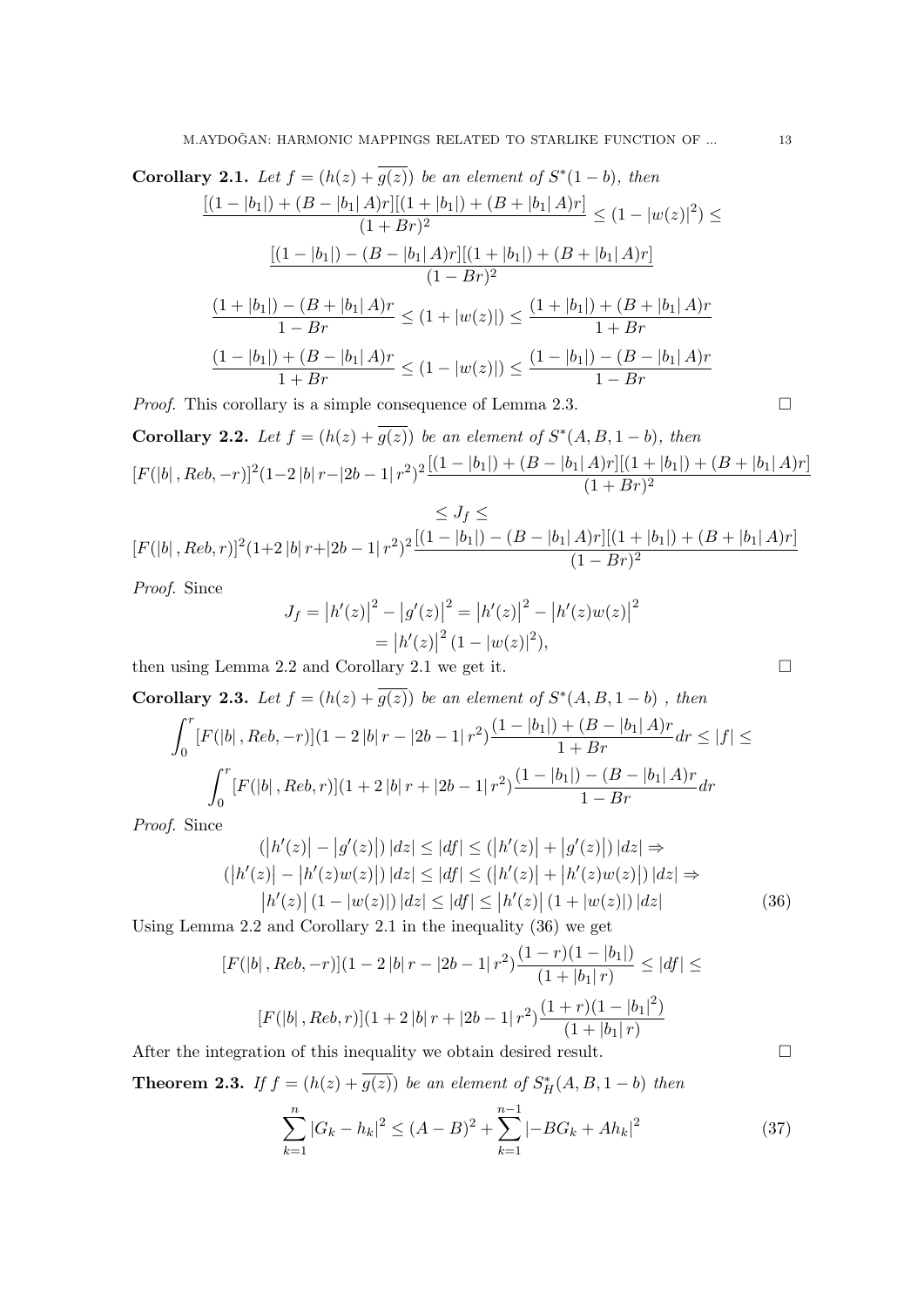**Corollary 2.1.** *Let $f = (h(z) + \overline{g(z)})$ be an element of $S^*(1-b)$, then*

$$\frac{[(1-|b_1|)+(B-|b_1|A)r][(1+|b_1|)+(B+|b_1|A)r]}{(1+Br)^2} \leq (1-|w(z)|^2) \leq$$

$$\frac{[(1-|b_1|)-(B-|b_1|A)r][(1+|b_1|)+(B+|b_1|A)r]}{(1-Br)^2}$$

$$\frac{(1+|b_1|)-(B+|b_1|A)r}{1-Br} \leq (1+|w(z)|) \leq \frac{(1+|b_1|)+(B+|b_1|A)r}{1+Br}$$

$$\frac{(1-|b_1|)+(B-|b_1|A)r}{1+Br} \leq (1-|w(z)|) \leq \frac{(1-|b_1|)-(B-|b_1|A)r}{1-Br}$$

*Proof.* This corollary is a simple consequence of Lemma 2.3. $\square$

**Corollary 2.2.** *Let $f = (h(z) + \overline{g(z)})$ be an element of $S^*(A, B, 1-b)$, then*

$$[F(|b|, Reb, -r)]^2(1-2|b|r-|2b-1|r^2)^2\frac{[(1-|b_1|)+(B-|b_1|A)r][(1+|b_1|)+(B+|b_1|A)r]}{(1+Br)^2}$$

$$\leq J_f \leq$$

$$[F(|b|, Reb, r)]^2(1+2|b|r+|2b-1|r^2)^2\frac{[(1-|b_1|)-(B-|b_1|A)r][(1+|b_1|)+(B+|b_1|A)r]}{(1-Br)^2}$$

*Proof.* Since

$$\begin{aligned} J_f = \left|h'(z)\right|^2 - \left|g'(z)\right|^2 &= \left|h'(z)\right|^2 - \left|h'(z)w(z)\right|^2 \\ &= \left|h'(z)\right|^2(1-|w(z)|^2), \end{aligned}$$

then using Lemma 2.2 and Corollary 2.1 we get it. $\square$

**Corollary 2.3.** *Let $f = (h(z) + \overline{g(z)})$ be an element of $S^*(A, B, 1-b)$ , then*

$$\int_0^r [F(|b|, Reb, -r)](1-2|b|r-|2b-1|r^2)\frac{(1-|b_1|)+(B-|b_1|A)r}{1+Br}dr \leq |f| \leq$$

$$\int_0^r [F(|b|, Reb, r)](1+2|b|r+|2b-1|r^2)\frac{(1-|b_1|)-(B-|b_1|A)r}{1-Br}dr$$

*Proof.* Since

$$\begin{aligned} (\left|h'(z)\right| - \left|g'(z)\right|)|dz| \leq |df| \leq (\left|h'(z)\right| + \left|g'(z)\right|)|dz| \Rightarrow \\ (\left|h'(z)\right| - \left|h'(z)w(z)\right|)|dz| \leq |df| \leq (\left|h'(z)\right| + \left|h'(z)w(z)\right|)|dz| \Rightarrow \\ \left|h'(z)\right|(1-|w(z)|)|dz| \leq |df| \leq \left|h'(z)\right|(1+|w(z)|)|dz| \end{aligned} \tag{36}$$

Using Lemma 2.2 and Corollary 2.1 in the inequality (36) we get

$$[F(|b|, Reb, -r)](1-2|b|r-|2b-1|r^2)\frac{(1-r)(1-|b_1|)}{(1+|b_1|r)} \leq |df| \leq$$

$$[F(|b|, Reb, r)](1+2|b|r+|2b-1|r^2)\frac{(1+r)(1-|b_1|^2)}{(1+|b_1|r)}$$

After the integration of this inequality we obtain desired result. $\square$

**Theorem 2.3.** *If $f = (h(z) + \overline{g(z)})$ be an element of $S_H^*(A, B, 1-b)$ then*

$$\sum_{k=1}^{n} |G_k - h_k|^2 \leq (A-B)^2 + \sum_{k=1}^{n-1} |-BG_k + Ah_k|^2 \tag{37}$$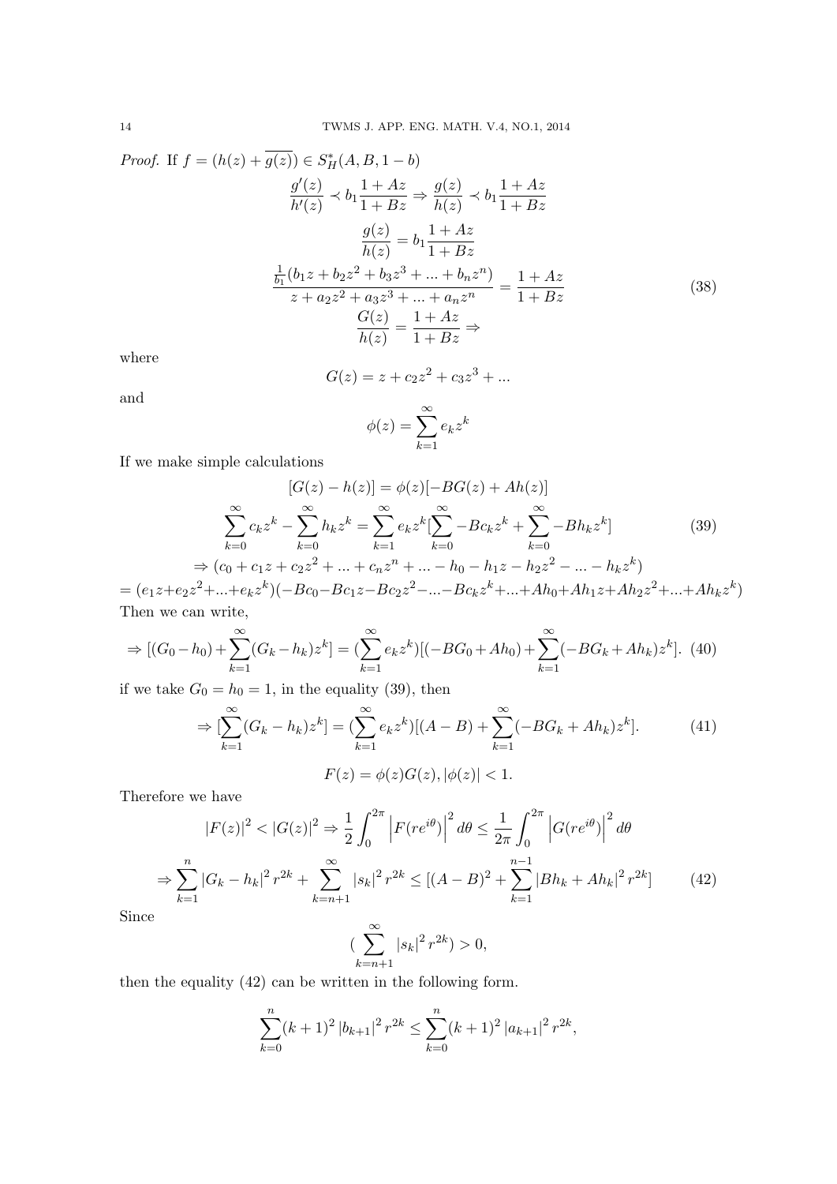*Proof.* If $f = (h(z) + \overline{g(z)}) \in S_H^*(A, B, 1-b)$

$$
\begin{gathered}
\frac{g'(z)}{h'(z)} \prec b_1 \frac{1+Az}{1+Bz} \Rightarrow \frac{g(z)}{h(z)} \prec b_1 \frac{1+Az}{1+Bz} \\
\frac{g(z)}{h(z)} = b_1 \frac{1+Az}{1+Bz} \\
\frac{\frac{1}{b_1}(b_1 z + b_2 z^2 + b_3 z^3 + ... + b_n z^n)}{z + a_2 z^2 + a_3 z^3 + ... + a_n z^n} = \frac{1+Az}{1+Bz} \\
\frac{G(z)}{h(z)} = \frac{1+Az}{1+Bz} \Rightarrow
\end{gathered} \tag{38}
$$

where

$$G(z) = z + c_2 z^2 + c_3 z^3 + ...$$

and

$$\phi(z) = \sum_{k=1}^{\infty} e_k z^k$$

If we make simple calculations

$$
\begin{gathered}
[G(z) - h(z)] = \phi(z)[-BG(z) + Ah(z)] \\
\sum_{k=0}^{\infty} c_k z^k - \sum_{k=0}^{\infty} h_k z^k = \sum_{k=1}^{\infty} e_k z^k [\sum_{k=0}^{\infty} -Bc_k z^k + \sum_{k=0}^{\infty} -Bh_k z^k] \\
\Rightarrow (c_0 + c_1 z + c_2 z^2 + ... + c_n z^n + ... - h_0 - h_1 z - h_2 z^2 - ... - h_k z^k)
\end{gathered} \tag{39}
$$

$= (e_1 z + e_2 z^2 + ... + e_k z^k)(-Bc_0 - Bc_1 z - Bc_2 z^2 - ... - Bc_k z^k + ... + Ah_0 + Ah_1 z + Ah_2 z^2 + ... + Ah_k z^k)$

Then we can write,

$$\Rightarrow [(G_0 - h_0) + \sum_{k=1}^{\infty} (G_k - h_k) z^k] = (\sum_{k=1}^{\infty} e_k z^k)[(-BG_0 + Ah_0) + \sum_{k=1}^{\infty} (-BG_k + Ah_k) z^k]. \tag{40}$$

if we take $G_0 = h_0 = 1$, in the equality (39), then

$$\Rightarrow [\sum_{k=1}^{\infty} (G_k - h_k) z^k] = (\sum_{k=1}^{\infty} e_k z^k)[(A - B) + \sum_{k=1}^{\infty} (-BG_k + Ah_k) z^k]. \tag{41}$$

$$F(z) = \phi(z) G(z), |\phi(z)| < 1.$$

Therefore we have

$$
\begin{gathered}
|F(z)|^2 < |G(z)|^2 \Rightarrow \frac{1}{2} \int_0^{2\pi} \left| F(re^{i\theta}) \right|^2 d\theta \leq \frac{1}{2\pi} \int_0^{2\pi} \left| G(re^{i\theta}) \right|^2 d\theta \\
\Rightarrow \sum_{k=1}^{n} |G_k - h_k|^2 r^{2k} + \sum_{k=n+1}^{\infty} |s_k|^2 r^{2k} \leq [(A - B)^2 + \sum_{k=1}^{n-1} |Bh_k + Ah_k|^2 r^{2k}]
\end{gathered} \tag{42}
$$

Since

$$(\sum_{k=n+1}^{\infty} |s_k|^2 r^{2k}) > 0,$$

then the equality (42) can be written in the following form.

$$\sum_{k=0}^{n} (k+1)^2 |b_{k+1}|^2 r^{2k} \leq \sum_{k=0}^{n} (k+1)^2 |a_{k+1}|^2 r^{2k},$$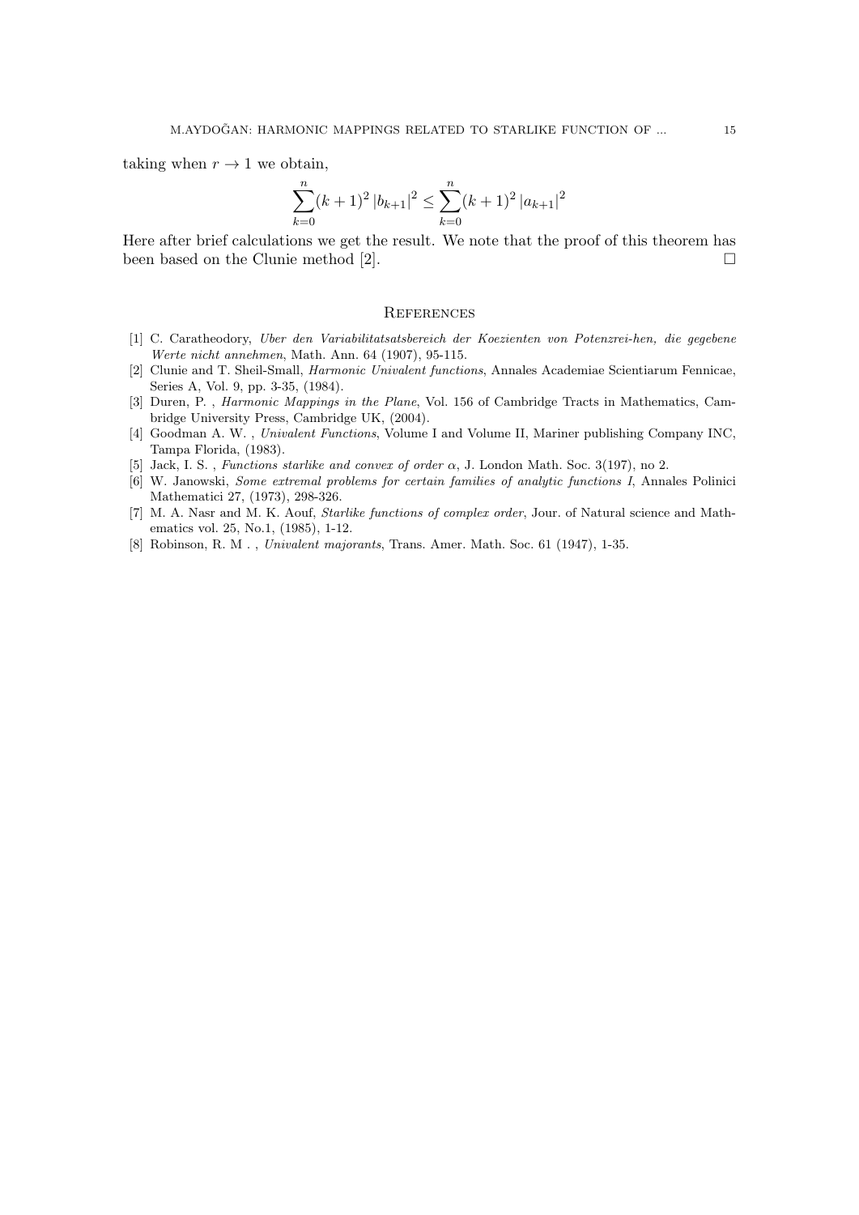taking when $r \to 1$ we obtain,

$$\sum_{k=0}^{n} (k+1)^2 |b_{k+1}|^2 \leq \sum_{k=0}^{n} (k+1)^2 |a_{k+1}|^2$$

Here after brief calculations we get the result. We note that the proof of this theorem has been based on the Clunie method [2]. □

## References

[1] C. Caratheodory, *Uber den Variabilitatsatsbereich der Koezienten von Potenzrei-hen, die gegebene Werte nicht annehmen*, Math. Ann. 64 (1907), 95-115.

[2] Clunie and T. Sheil-Small, *Harmonic Univalent functions*, Annales Academiae Scientiarum Fennicae, Series A, Vol. 9, pp. 3-35, (1984).

[3] Duren, P. , *Harmonic Mappings in the Plane*, Vol. 156 of Cambridge Tracts in Mathematics, Cambridge University Press, Cambridge UK, (2004).

[4] Goodman A. W. , *Univalent Functions*, Volume I and Volume II, Mariner publishing Company INC, Tampa Florida, (1983).

[5] Jack, I. S. , *Functions starlike and convex of order* $\alpha$, J. London Math. Soc. 3(197), no 2.

[6] W. Janowski, *Some extremal problems for certain families of analytic functions I*, Annales Polinici Mathematici 27, (1973), 298-326.

[7] M. A. Nasr and M. K. Aouf, *Starlike functions of complex order*, Jour. of Natural science and Mathematics vol. 25, No.1, (1985), 1-12.

[8] Robinson, R. M . , *Univalent majorants*, Trans. Amer. Math. Soc. 61 (1947), 1-35.